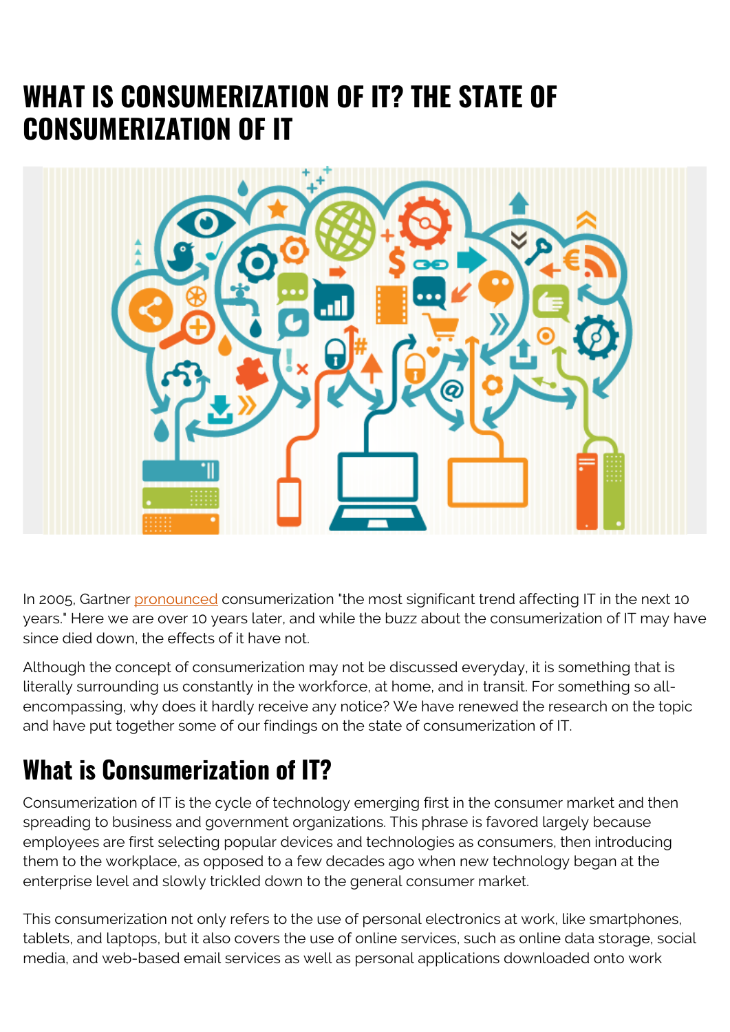# WHAT IS CONSUMERIZATION OF IT? THE STATE OF CONSUMERIZATION OF IT

In 2005, Gartner pronounced consumerization "the most significant trend affecting IT in the next 10 years." Here we are over 10 years later, and while the buzz about the consumerization of IT may have since died down, the effects of it have not.

Although the concept of consumerization may not be discussed everyday, it is something that is literally surrounding us constantly in the workforce, at home, and in transit. For something so all-encompassing, why does it hardly receive any notice? We have renewed the research on the topic and have put together some of our findings on the state of consumerization of IT.

## What is Consumerization of IT?

Consumerization of IT is the cycle of technology emerging first in the consumer market and then spreading to business and government organizations. This phrase is favored largely because employees are first selecting popular devices and technologies as consumers, then introducing them to the workplace, as opposed to a few decades ago when new technology began at the enterprise level and slowly trickled down to the general consumer market.

This consumerization not only refers to the use of personal electronics at work, like smartphones, tablets, and laptops, but it also covers the use of online services, such as online data storage, social media, and web-based email services as well as personal applications downloaded onto work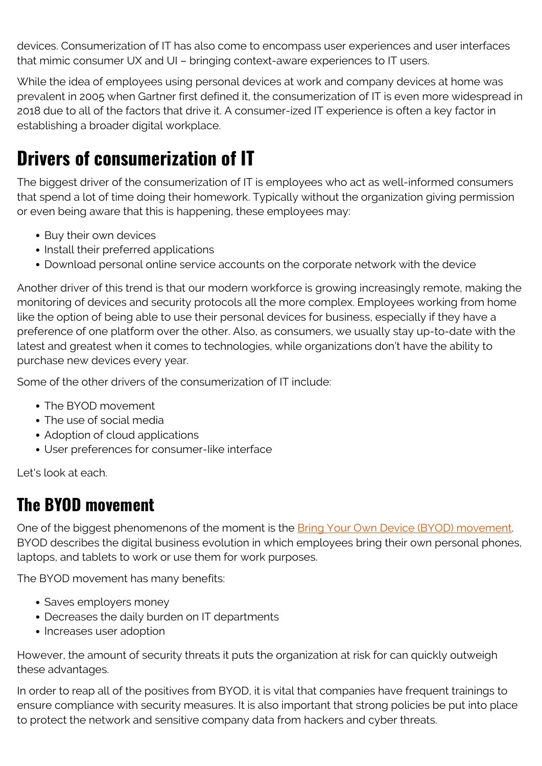devices. Consumerization of IT has also come to encompass user experiences and user interfaces that mimic consumer UX and UI – bringing context-aware experiences to IT users.

While the idea of employees using personal devices at work and company devices at home was prevalent in 2005 when Gartner first defined it, the consumerization of IT is even more widespread in 2018 due to all of the factors that drive it. A consumer-ized IT experience is often a key factor in establishing a broader digital workplace.

# Drivers of consumerization of IT

The biggest driver of the consumerization of IT is employees who act as well-informed consumers that spend a lot of time doing their homework. Typically without the organization giving permission or even being aware that this is happening, these employees may:

- Buy their own devices
- Install their preferred applications
- Download personal online service accounts on the corporate network with the device

Another driver of this trend is that our modern workforce is growing increasingly remote, making the monitoring of devices and security protocols all the more complex. Employees working from home like the option of being able to use their personal devices for business, especially if they have a preference of one platform over the other. Also, as consumers, we usually stay up-to-date with the latest and greatest when it comes to technologies, while organizations don't have the ability to purchase new devices every year.

Some of the other drivers of the consumerization of IT include:

- The BYOD movement
- The use of social media
- Adoption of cloud applications
- User preferences for consumer-like interface

Let's look at each.

## The BYOD movement

One of the biggest phenomenons of the moment is the [Bring Your Own Device (BYOD) movement](). BYOD describes the digital business evolution in which employees bring their own personal phones, laptops, and tablets to work or use them for work purposes.

The BYOD movement has many benefits:

- Saves employers money
- Decreases the daily burden on IT departments
- Increases user adoption

However, the amount of security threats it puts the organization at risk for can quickly outweigh these advantages.

In order to reap all of the positives from BYOD, it is vital that companies have frequent trainings to ensure compliance with security measures. It is also important that strong policies be put into place to protect the network and sensitive company data from hackers and cyber threats.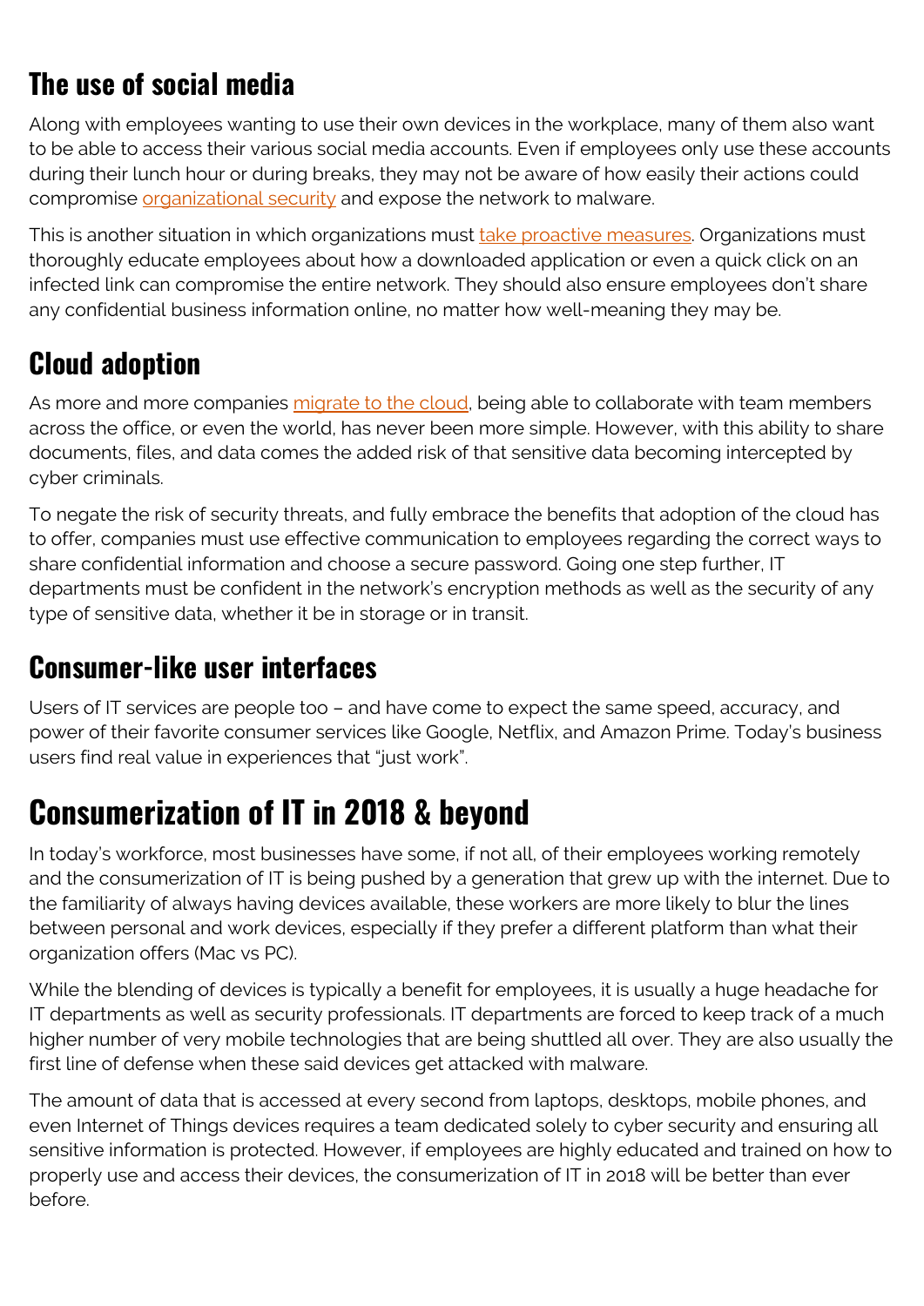### The use of social media

Along with employees wanting to use their own devices in the workplace, many of them also want to be able to access their various social media accounts. Even if employees only use these accounts during their lunch hour or during breaks, they may not be aware of how easily their actions could compromise organizational security and expose the network to malware.

This is another situation in which organizations must take proactive measures. Organizations must thoroughly educate employees about how a downloaded application or even a quick click on an infected link can compromise the entire network. They should also ensure employees don't share any confidential business information online, no matter how well-meaning they may be.

### Cloud adoption

As more and more companies migrate to the cloud, being able to collaborate with team members across the office, or even the world, has never been more simple. However, with this ability to share documents, files, and data comes the added risk of that sensitive data becoming intercepted by cyber criminals.

To negate the risk of security threats, and fully embrace the benefits that adoption of the cloud has to offer, companies must use effective communication to employees regarding the correct ways to share confidential information and choose a secure password. Going one step further, IT departments must be confident in the network's encryption methods as well as the security of any type of sensitive data, whether it be in storage or in transit.

### Consumer-like user interfaces

Users of IT services are people too – and have come to expect the same speed, accuracy, and power of their favorite consumer services like Google, Netflix, and Amazon Prime. Today's business users find real value in experiences that "just work".

## Consumerization of IT in 2018 & beyond

In today's workforce, most businesses have some, if not all, of their employees working remotely and the consumerization of IT is being pushed by a generation that grew up with the internet. Due to the familiarity of always having devices available, these workers are more likely to blur the lines between personal and work devices, especially if they prefer a different platform than what their organization offers (Mac vs PC).

While the blending of devices is typically a benefit for employees, it is usually a huge headache for IT departments as well as security professionals. IT departments are forced to keep track of a much higher number of very mobile technologies that are being shuttled all over. They are also usually the first line of defense when these said devices get attacked with malware.

The amount of data that is accessed at every second from laptops, desktops, mobile phones, and even Internet of Things devices requires a team dedicated solely to cyber security and ensuring all sensitive information is protected. However, if employees are highly educated and trained on how to properly use and access their devices, the consumerization of IT in 2018 will be better than ever before.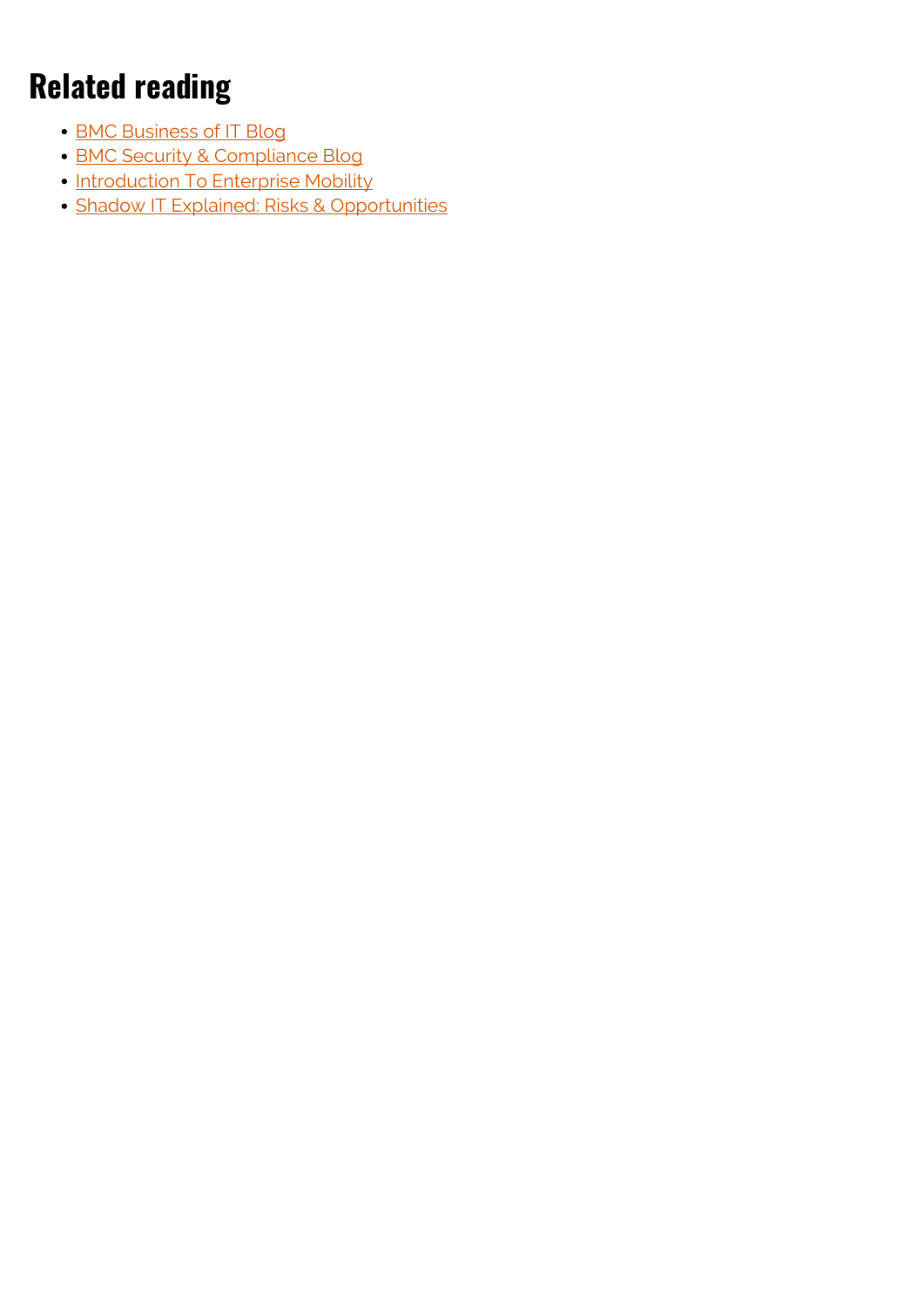## Related reading

- [BMC Business of IT Blog]
- [BMC Security & Compliance Blog]
- [Introduction To Enterprise Mobility]
- [Shadow IT Explained: Risks & Opportunities]